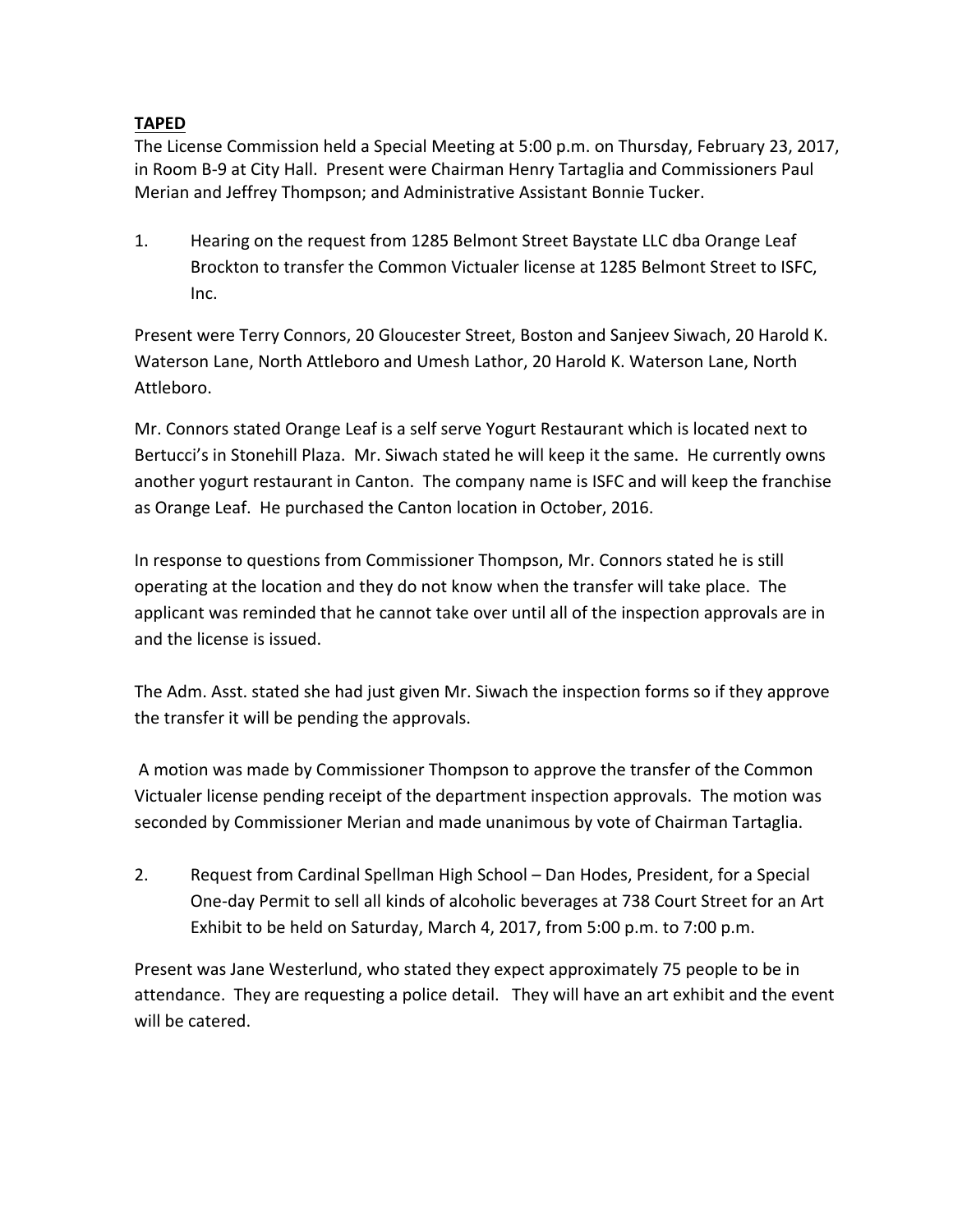**TAPED**

The License Commission held a Special Meeting at 5:00 p.m. on Thursday, February 23, 2017, in Room B-9 at City Hall. Present were Chairman Henry Tartaglia and Commissioners Paul Merian and Jeffrey Thompson; and Administrative Assistant Bonnie Tucker.

1. Hearing on the request from 1285 Belmont Street Baystate LLC dba Orange Leaf Brockton to transfer the Common Victualer license at 1285 Belmont Street to ISFC, Inc.

Present were Terry Connors, 20 Gloucester Street, Boston and Sanjeev Siwach, 20 Harold K. Waterson Lane, North Attleboro and Umesh Lathor, 20 Harold K. Waterson Lane, North Attleboro.

Mr. Connors stated Orange Leaf is a self serve Yogurt Restaurant which is located next to Bertucci's in Stonehill Plaza. Mr. Siwach stated he will keep it the same. He currently owns another yogurt restaurant in Canton. The company name is ISFC and will keep the franchise as Orange Leaf. He purchased the Canton location in October, 2016.

In response to questions from Commissioner Thompson, Mr. Connors stated he is still operating at the location and they do not know when the transfer will take place. The applicant was reminded that he cannot take over until all of the inspection approvals are in and the license is issued.

The Adm. Asst. stated she had just given Mr. Siwach the inspection forms so if they approve the transfer it will be pending the approvals.

A motion was made by Commissioner Thompson to approve the transfer of the Common Victualer license pending receipt of the department inspection approvals. The motion was seconded by Commissioner Merian and made unanimous by vote of Chairman Tartaglia.

2. Request from Cardinal Spellman High School – Dan Hodes, President, for a Special One-day Permit to sell all kinds of alcoholic beverages at 738 Court Street for an Art Exhibit to be held on Saturday, March 4, 2017, from 5:00 p.m. to 7:00 p.m.

Present was Jane Westerlund, who stated they expect approximately 75 people to be in attendance. They are requesting a police detail. They will have an art exhibit and the event will be catered.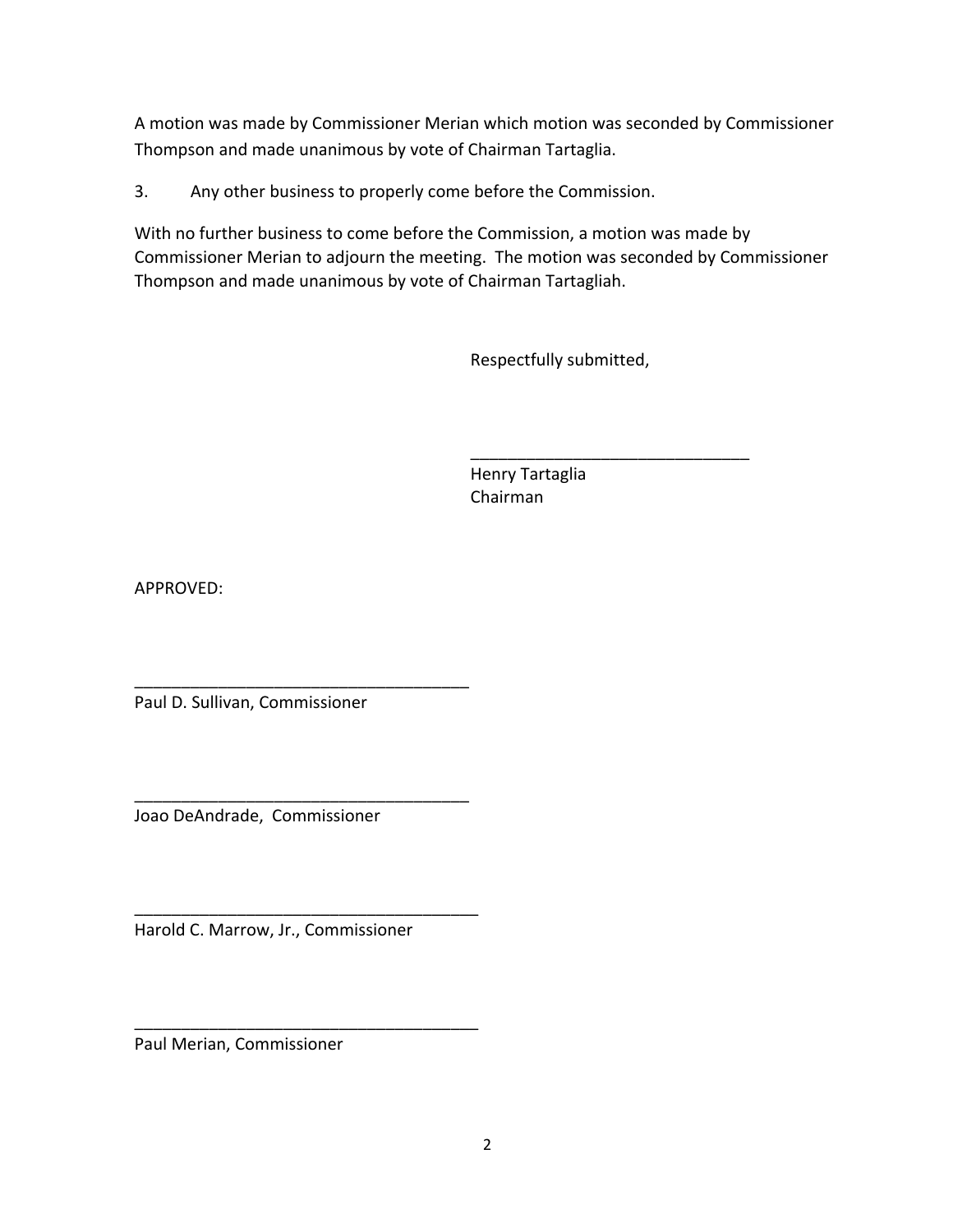A motion was made by Commissioner Merian which motion was seconded by Commissioner Thompson and made unanimous by vote of Chairman Tartaglia.

3. Any other business to properly come before the Commission.

With no further business to come before the Commission, a motion was made by Commissioner Merian to adjourn the meeting. The motion was seconded by Commissioner Thompson and made unanimous by vote of Chairman Tartagliah.

Respectfully submitted,

______________________________
Henry Tartaglia
Chairman

APPROVED:

____________________________________
Paul D. Sullivan, Commissioner

____________________________________
Joao DeAndrade, Commissioner

____________________________________
Harold C. Marrow, Jr., Commissioner

____________________________________
Paul Merian, Commissioner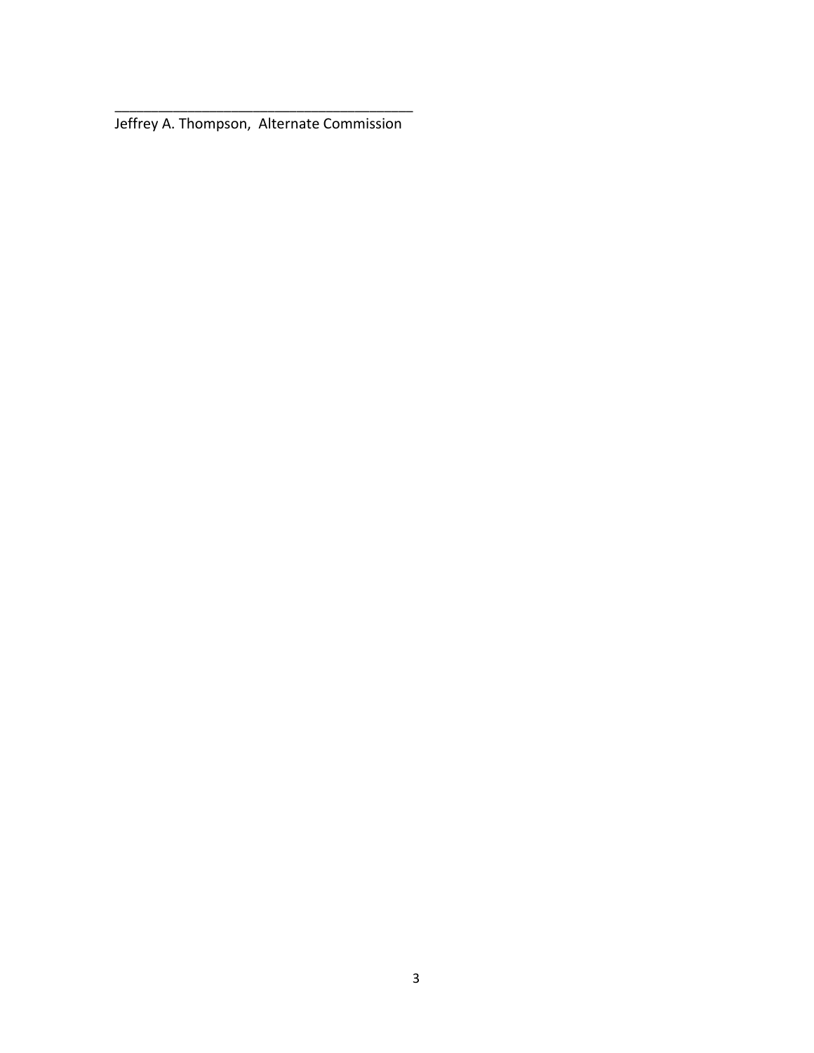\_\_\_\_\_\_\_\_\_\_\_\_\_\_\_\_\_\_\_\_\_\_\_\_\_\_\_\_\_\_\_\_\_\_\_\_\_\_\_\_

Jeffrey A. Thompson, Alternate Commission